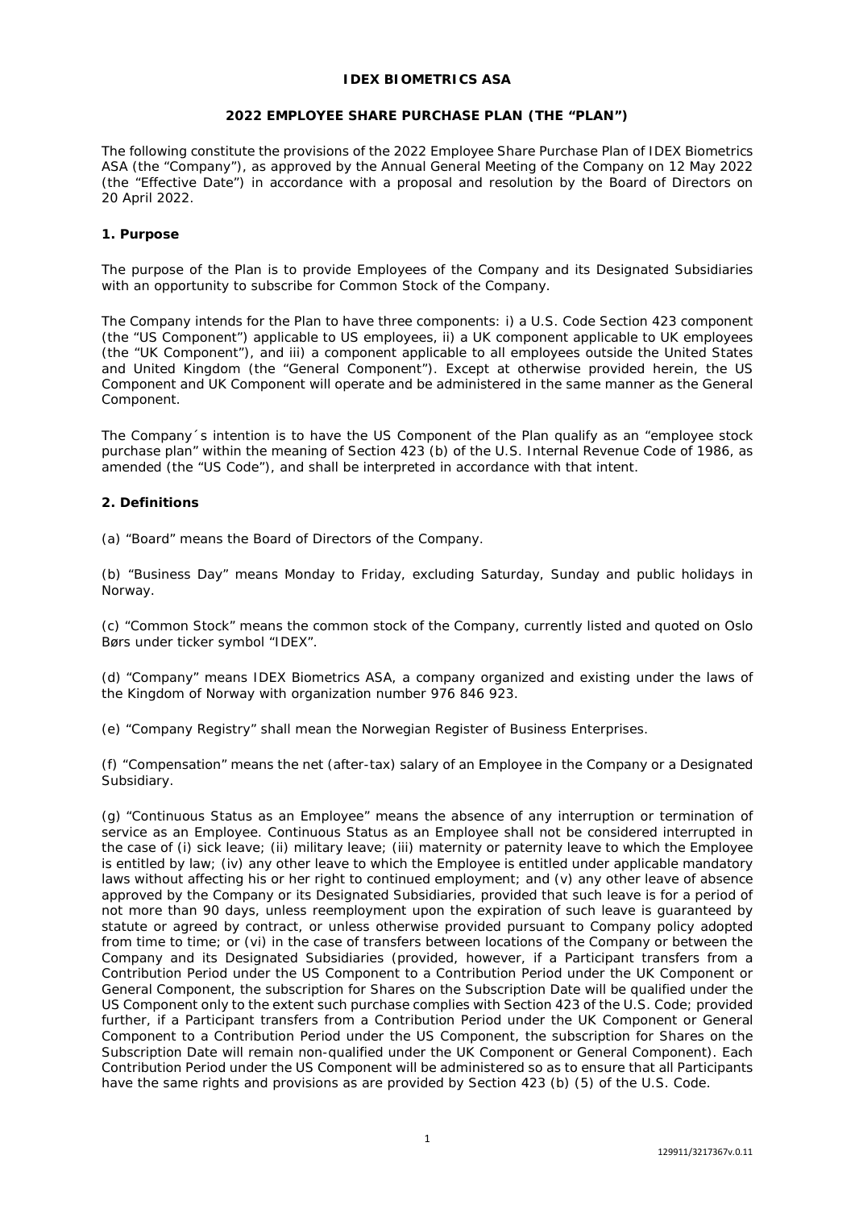**IDEX BIOMETRICS ASA**

**2022 EMPLOYEE SHARE PURCHASE PLAN (THE "PLAN")**

The following constitute the provisions of the 2022 Employee Share Purchase Plan of IDEX Biometrics ASA (the "Company"), as approved by the Annual General Meeting of the Company on 12 May 2022 (the "Effective Date") in accordance with a proposal and resolution by the Board of Directors on 20 April 2022.

**1. Purpose**

The purpose of the Plan is to provide Employees of the Company and its Designated Subsidiaries with an opportunity to subscribe for Common Stock of the Company.

The Company intends for the Plan to have three components: i) a U.S. Code Section 423 component (the "US Component") applicable to US employees, ii) a UK component applicable to UK employees (the "UK Component"), and iii) a component applicable to all employees outside the United States and United Kingdom (the "General Component"). Except at otherwise provided herein, the US Component and UK Component will operate and be administered in the same manner as the General Component.

The Company´s intention is to have the US Component of the Plan qualify as an "employee stock purchase plan" within the meaning of Section 423 (b) of the U.S. Internal Revenue Code of 1986, as amended (the "US Code"), and shall be interpreted in accordance with that intent.

**2. Definitions**

(a) "Board" means the Board of Directors of the Company.

(b) "Business Day" means Monday to Friday, excluding Saturday, Sunday and public holidays in Norway.

(c) "Common Stock" means the common stock of the Company, currently listed and quoted on Oslo Børs under ticker symbol "IDEX".

(d) "Company" means IDEX Biometrics ASA, a company organized and existing under the laws of the Kingdom of Norway with organization number 976 846 923.

(e) "Company Registry" shall mean the Norwegian Register of Business Enterprises.

(f) "Compensation" means the net (after-tax) salary of an Employee in the Company or a Designated Subsidiary.

(g) "Continuous Status as an Employee" means the absence of any interruption or termination of service as an Employee. Continuous Status as an Employee shall not be considered interrupted in the case of (i) sick leave; (ii) military leave; (iii) maternity or paternity leave to which the Employee is entitled by law; (iv) any other leave to which the Employee is entitled under applicable mandatory laws without affecting his or her right to continued employment; and (v) any other leave of absence approved by the Company or its Designated Subsidiaries, provided that such leave is for a period of not more than 90 days, unless reemployment upon the expiration of such leave is guaranteed by statute or agreed by contract, or unless otherwise provided pursuant to Company policy adopted from time to time; or (vi) in the case of transfers between locations of the Company or between the Company and its Designated Subsidiaries (provided, however, if a Participant transfers from a Contribution Period under the US Component to a Contribution Period under the UK Component or General Component, the subscription for Shares on the Subscription Date will be qualified under the US Component only to the extent such purchase complies with Section 423 of the U.S. Code; provided further, if a Participant transfers from a Contribution Period under the UK Component or General Component to a Contribution Period under the US Component, the subscription for Shares on the Subscription Date will remain non-qualified under the UK Component or General Component). Each Contribution Period under the US Component will be administered so as to ensure that all Participants have the same rights and provisions as are provided by Section 423 (b) (5) of the U.S. Code.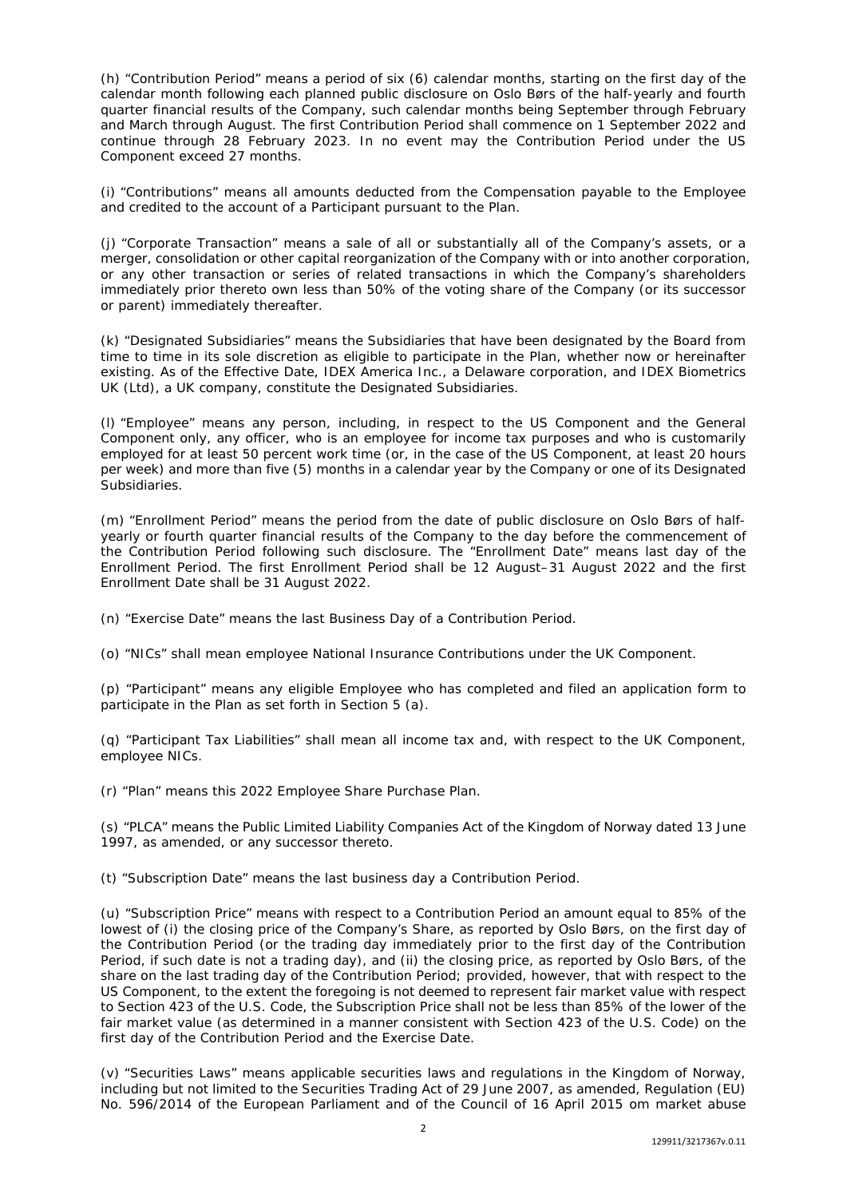(h) "Contribution Period" means a period of six (6) calendar months, starting on the first day of the calendar month following each planned public disclosure on Oslo Børs of the half-yearly and fourth quarter financial results of the Company, such calendar months being September through February and March through August. The first Contribution Period shall commence on 1 September 2022 and continue through 28 February 2023. In no event may the Contribution Period under the US Component exceed 27 months.

(i) "Contributions" means all amounts deducted from the Compensation payable to the Employee and credited to the account of a Participant pursuant to the Plan.

(j) "Corporate Transaction" means a sale of all or substantially all of the Company's assets, or a merger, consolidation or other capital reorganization of the Company with or into another corporation, or any other transaction or series of related transactions in which the Company's shareholders immediately prior thereto own less than 50% of the voting share of the Company (or its successor or parent) immediately thereafter.

(k) "Designated Subsidiaries" means the Subsidiaries that have been designated by the Board from time to time in its sole discretion as eligible to participate in the Plan, whether now or hereinafter existing. As of the Effective Date, IDEX America Inc., a Delaware corporation, and IDEX Biometrics UK (Ltd), a UK company, constitute the Designated Subsidiaries.

(l) "Employee" means any person, including, in respect to the US Component and the General Component only, any officer, who is an employee for income tax purposes and who is customarily employed for at least 50 percent work time (or, in the case of the US Component, at least 20 hours per week) and more than five (5) months in a calendar year by the Company or one of its Designated Subsidiaries.

(m) "Enrollment Period" means the period from the date of public disclosure on Oslo Børs of half-yearly or fourth quarter financial results of the Company to the day before the commencement of the Contribution Period following such disclosure. The "Enrollment Date" means last day of the Enrollment Period. The first Enrollment Period shall be 12 August–31 August 2022 and the first Enrollment Date shall be 31 August 2022.

(n) "Exercise Date" means the last Business Day of a Contribution Period.

(o) "NICs" shall mean employee National Insurance Contributions under the UK Component.

(p) "Participant" means any eligible Employee who has completed and filed an application form to participate in the Plan as set forth in Section 5 (a).

(q) "Participant Tax Liabilities" shall mean all income tax and, with respect to the UK Component, employee NICs.

(r) "Plan" means this 2022 Employee Share Purchase Plan.

(s) "PLCA" means the Public Limited Liability Companies Act of the Kingdom of Norway dated 13 June 1997, as amended, or any successor thereto.

(t) "Subscription Date" means the last business day a Contribution Period.

(u) "Subscription Price" means with respect to a Contribution Period an amount equal to 85% of the lowest of (i) the closing price of the Company's Share, as reported by Oslo Børs, on the first day of the Contribution Period (or the trading day immediately prior to the first day of the Contribution Period, if such date is not a trading day), and (ii) the closing price, as reported by Oslo Børs, of the share on the last trading day of the Contribution Period; provided, however, that with respect to the US Component, to the extent the foregoing is not deemed to represent fair market value with respect to Section 423 of the U.S. Code, the Subscription Price shall not be less than 85% of the lower of the fair market value (as determined in a manner consistent with Section 423 of the U.S. Code) on the first day of the Contribution Period and the Exercise Date.

(v) "Securities Laws" means applicable securities laws and regulations in the Kingdom of Norway, including but not limited to the Securities Trading Act of 29 June 2007, as amended, Regulation (EU) No. 596/2014 of the European Parliament and of the Council of 16 April 2015 om market abuse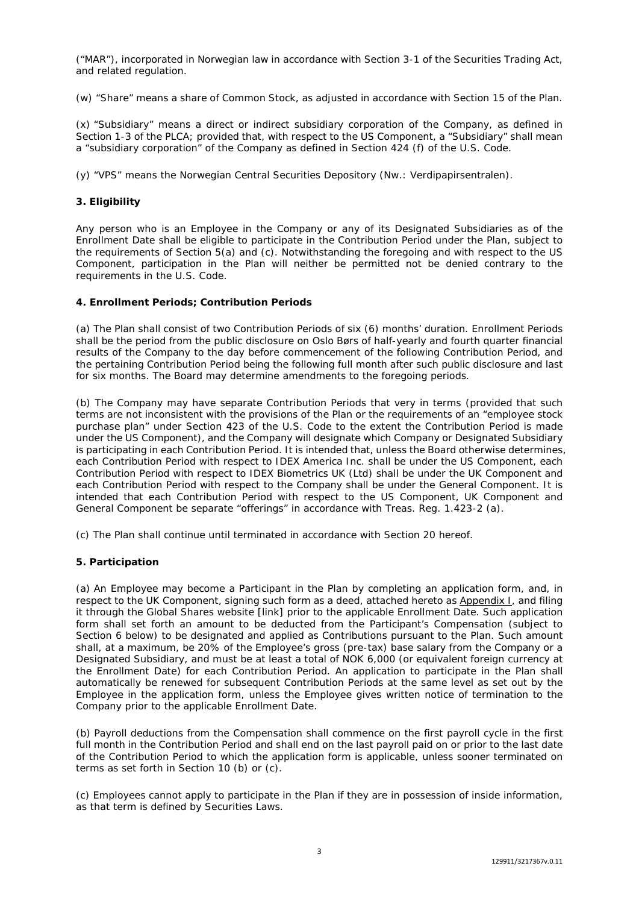("MAR"), incorporated in Norwegian law in accordance with Section 3-1 of the Securities Trading Act, and related regulation.

(w) "Share" means a share of Common Stock, as adjusted in accordance with Section 15 of the Plan.

(x) "Subsidiary" means a direct or indirect subsidiary corporation of the Company, as defined in Section 1-3 of the PLCA; provided that, with respect to the US Component, a "Subsidiary" shall mean a "subsidiary corporation" of the Company as defined in Section 424 (f) of the U.S. Code.

(y) "VPS" means the Norwegian Central Securities Depository (Nw.: Verdipapirsentralen).

**3. Eligibility**

Any person who is an Employee in the Company or any of its Designated Subsidiaries as of the Enrollment Date shall be eligible to participate in the Contribution Period under the Plan, subject to the requirements of Section 5(a) and (c). Notwithstanding the foregoing and with respect to the US Component, participation in the Plan will neither be permitted not be denied contrary to the requirements in the U.S. Code.

**4. Enrollment Periods; Contribution Periods**

(a) The Plan shall consist of two Contribution Periods of six (6) months' duration. Enrollment Periods shall be the period from the public disclosure on Oslo Børs of half-yearly and fourth quarter financial results of the Company to the day before commencement of the following Contribution Period, and the pertaining Contribution Period being the following full month after such public disclosure and last for six months. The Board may determine amendments to the foregoing periods.

(b) The Company may have separate Contribution Periods that very in terms (provided that such terms are not inconsistent with the provisions of the Plan or the requirements of an "employee stock purchase plan" under Section 423 of the U.S. Code to the extent the Contribution Period is made under the US Component), and the Company will designate which Company or Designated Subsidiary is participating in each Contribution Period. It is intended that, unless the Board otherwise determines, each Contribution Period with respect to IDEX America Inc. shall be under the US Component, each Contribution Period with respect to IDEX Biometrics UK (Ltd) shall be under the UK Component and each Contribution Period with respect to the Company shall be under the General Component. It is intended that each Contribution Period with respect to the US Component, UK Component and General Component be separate "offerings" in accordance with Treas. Reg. 1.423-2 (a).

(c) The Plan shall continue until terminated in accordance with Section 20 hereof.

**5. Participation**

(a) An Employee may become a Participant in the Plan by completing an application form, and, in respect to the UK Component, signing such form as a deed, attached hereto as Appendix I, and filing it through the Global Shares website [link] prior to the applicable Enrollment Date. Such application form shall set forth an amount to be deducted from the Participant's Compensation (subject to Section 6 below) to be designated and applied as Contributions pursuant to the Plan. Such amount shall, at a maximum, be 20% of the Employee's gross (pre-tax) base salary from the Company or a Designated Subsidiary, and must be at least a total of NOK 6,000 (or equivalent foreign currency at the Enrollment Date) for each Contribution Period. An application to participate in the Plan shall automatically be renewed for subsequent Contribution Periods at the same level as set out by the Employee in the application form, unless the Employee gives written notice of termination to the Company prior to the applicable Enrollment Date.

(b) Payroll deductions from the Compensation shall commence on the first payroll cycle in the first full month in the Contribution Period and shall end on the last payroll paid on or prior to the last date of the Contribution Period to which the application form is applicable, unless sooner terminated on terms as set forth in Section 10 (b) or (c).

(c) Employees cannot apply to participate in the Plan if they are in possession of inside information, as that term is defined by Securities Laws.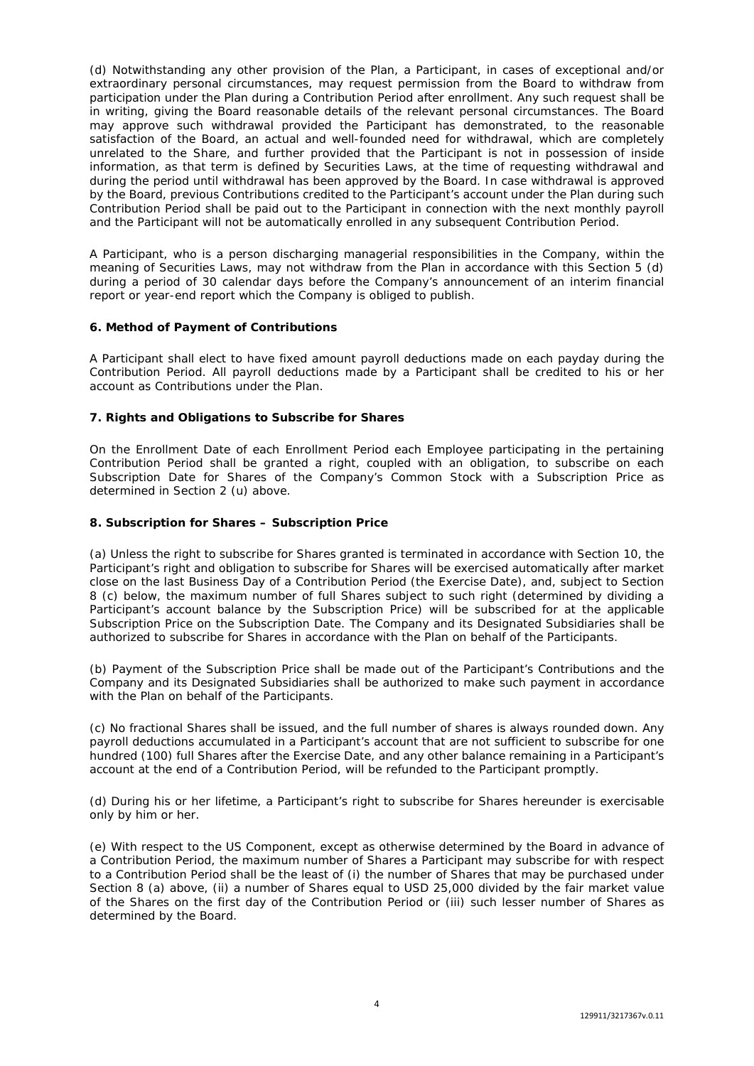(d) Notwithstanding any other provision of the Plan, a Participant, in cases of exceptional and/or extraordinary personal circumstances, may request permission from the Board to withdraw from participation under the Plan during a Contribution Period after enrollment. Any such request shall be in writing, giving the Board reasonable details of the relevant personal circumstances. The Board may approve such withdrawal provided the Participant has demonstrated, to the reasonable satisfaction of the Board, an actual and well-founded need for withdrawal, which are completely unrelated to the Share, and further provided that the Participant is not in possession of inside information, as that term is defined by Securities Laws, at the time of requesting withdrawal and during the period until withdrawal has been approved by the Board. In case withdrawal is approved by the Board, previous Contributions credited to the Participant's account under the Plan during such Contribution Period shall be paid out to the Participant in connection with the next monthly payroll and the Participant will not be automatically enrolled in any subsequent Contribution Period.

A Participant, who is a person discharging managerial responsibilities in the Company, within the meaning of Securities Laws, may not withdraw from the Plan in accordance with this Section 5 (d) during a period of 30 calendar days before the Company's announcement of an interim financial report or year-end report which the Company is obliged to publish.

**6. Method of Payment of Contributions**

A Participant shall elect to have fixed amount payroll deductions made on each payday during the Contribution Period. All payroll deductions made by a Participant shall be credited to his or her account as Contributions under the Plan.

**7. Rights and Obligations to Subscribe for Shares**

On the Enrollment Date of each Enrollment Period each Employee participating in the pertaining Contribution Period shall be granted a right, coupled with an obligation, to subscribe on each Subscription Date for Shares of the Company's Common Stock with a Subscription Price as determined in Section 2 (u) above.

**8. Subscription for Shares – Subscription Price**

(a) Unless the right to subscribe for Shares granted is terminated in accordance with Section 10, the Participant's right and obligation to subscribe for Shares will be exercised automatically after market close on the last Business Day of a Contribution Period (the Exercise Date), and, subject to Section 8 (c) below, the maximum number of full Shares subject to such right (determined by dividing a Participant's account balance by the Subscription Price) will be subscribed for at the applicable Subscription Price on the Subscription Date. The Company and its Designated Subsidiaries shall be authorized to subscribe for Shares in accordance with the Plan on behalf of the Participants.

(b) Payment of the Subscription Price shall be made out of the Participant's Contributions and the Company and its Designated Subsidiaries shall be authorized to make such payment in accordance with the Plan on behalf of the Participants.

(c) No fractional Shares shall be issued, and the full number of shares is always rounded down. Any payroll deductions accumulated in a Participant's account that are not sufficient to subscribe for one hundred (100) full Shares after the Exercise Date, and any other balance remaining in a Participant's account at the end of a Contribution Period, will be refunded to the Participant promptly.

(d) During his or her lifetime, a Participant's right to subscribe for Shares hereunder is exercisable only by him or her.

(e) With respect to the US Component, except as otherwise determined by the Board in advance of a Contribution Period, the maximum number of Shares a Participant may subscribe for with respect to a Contribution Period shall be the least of (i) the number of Shares that may be purchased under Section 8 (a) above, (ii) a number of Shares equal to USD 25,000 divided by the fair market value of the Shares on the first day of the Contribution Period or (iii) such lesser number of Shares as determined by the Board.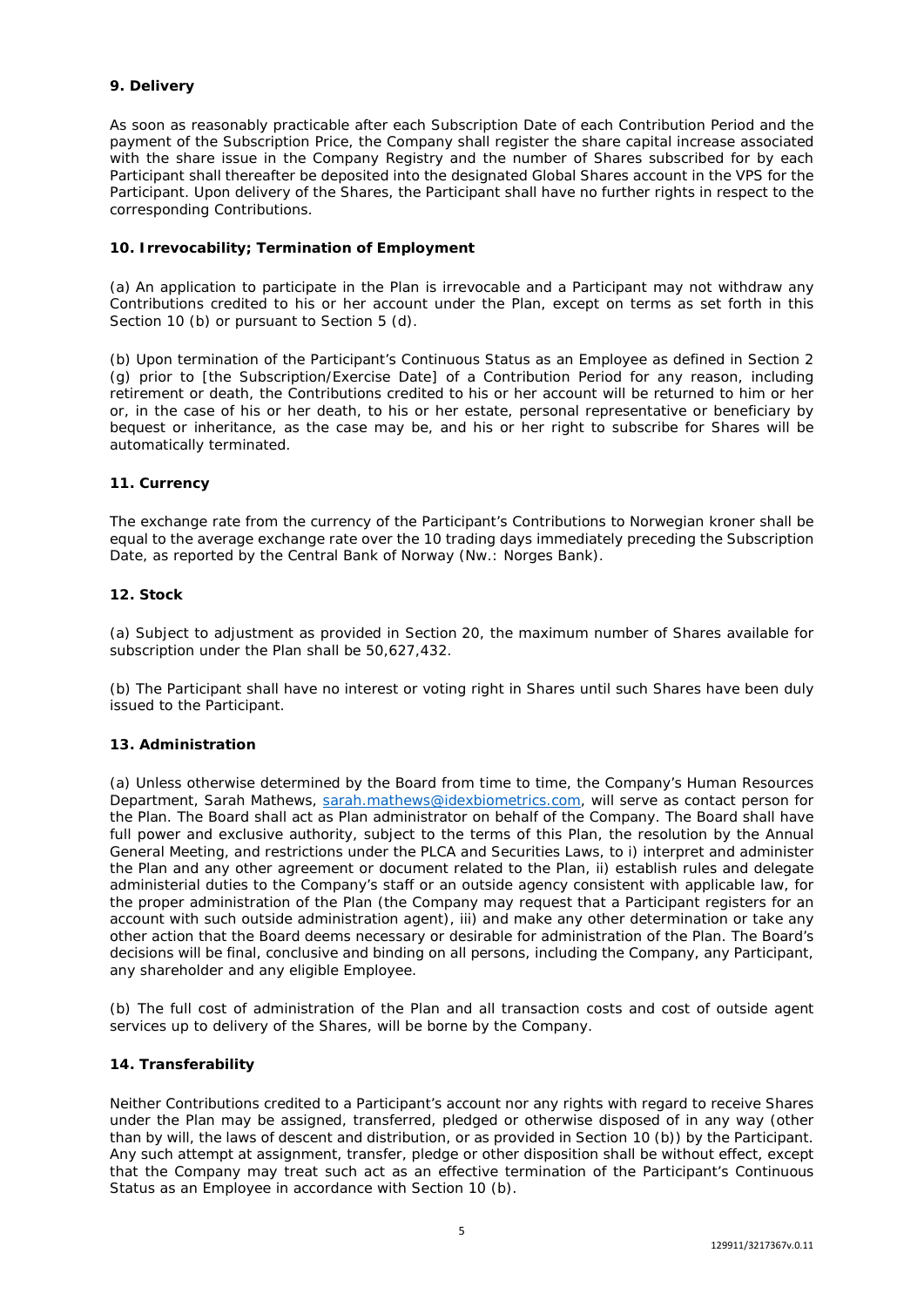### 9. Delivery

As soon as reasonably practicable after each Subscription Date of each Contribution Period and the payment of the Subscription Price, the Company shall register the share capital increase associated with the share issue in the Company Registry and the number of Shares subscribed for by each Participant shall thereafter be deposited into the designated Global Shares account in the VPS for the Participant. Upon delivery of the Shares, the Participant shall have no further rights in respect to the corresponding Contributions.

### 10. Irrevocability; Termination of Employment

(a) An application to participate in the Plan is irrevocable and a Participant may not withdraw any Contributions credited to his or her account under the Plan, except on terms as set forth in this Section 10 (b) or pursuant to Section 5 (d).

(b) Upon termination of the Participant's Continuous Status as an Employee as defined in Section 2 (g) prior to [the Subscription/Exercise Date] of a Contribution Period for any reason, including retirement or death, the Contributions credited to his or her account will be returned to him or her or, in the case of his or her death, to his or her estate, personal representative or beneficiary by bequest or inheritance, as the case may be, and his or her right to subscribe for Shares will be automatically terminated.

### 11. Currency

The exchange rate from the currency of the Participant's Contributions to Norwegian kroner shall be equal to the average exchange rate over the 10 trading days immediately preceding the Subscription Date, as reported by the Central Bank of Norway (Nw.: Norges Bank).

### 12. Stock

(a) Subject to adjustment as provided in Section 20, the maximum number of Shares available for subscription under the Plan shall be 50,627,432.

(b) The Participant shall have no interest or voting right in Shares until such Shares have been duly issued to the Participant.

### 13. Administration

(a) Unless otherwise determined by the Board from time to time, the Company's Human Resources Department, Sarah Mathews, sarah.mathews@idexbiometrics.com, will serve as contact person for the Plan. The Board shall act as Plan administrator on behalf of the Company. The Board shall have full power and exclusive authority, subject to the terms of this Plan, the resolution by the Annual General Meeting, and restrictions under the PLCA and Securities Laws, to i) interpret and administer the Plan and any other agreement or document related to the Plan, ii) establish rules and delegate administerial duties to the Company's staff or an outside agency consistent with applicable law, for the proper administration of the Plan (the Company may request that a Participant registers for an account with such outside administration agent), iii) and make any other determination or take any other action that the Board deems necessary or desirable for administration of the Plan. The Board's decisions will be final, conclusive and binding on all persons, including the Company, any Participant, any shareholder and any eligible Employee.

(b) The full cost of administration of the Plan and all transaction costs and cost of outside agent services up to delivery of the Shares, will be borne by the Company.

### 14. Transferability

Neither Contributions credited to a Participant's account nor any rights with regard to receive Shares under the Plan may be assigned, transferred, pledged or otherwise disposed of in any way (other than by will, the laws of descent and distribution, or as provided in Section 10 (b)) by the Participant. Any such attempt at assignment, transfer, pledge or other disposition shall be without effect, except that the Company may treat such act as an effective termination of the Participant's Continuous Status as an Employee in accordance with Section 10 (b).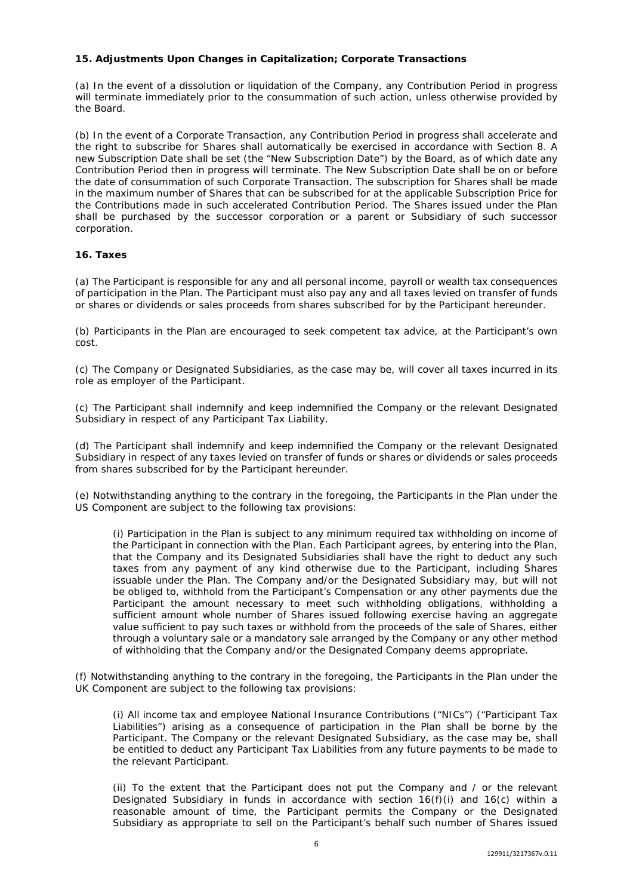**15. Adjustments Upon Changes in Capitalization; Corporate Transactions**

(a) In the event of a dissolution or liquidation of the Company, any Contribution Period in progress will terminate immediately prior to the consummation of such action, unless otherwise provided by the Board.

(b) In the event of a Corporate Transaction, any Contribution Period in progress shall accelerate and the right to subscribe for Shares shall automatically be exercised in accordance with Section 8. A new Subscription Date shall be set (the "New Subscription Date") by the Board, as of which date any Contribution Period then in progress will terminate. The New Subscription Date shall be on or before the date of consummation of such Corporate Transaction. The subscription for Shares shall be made in the maximum number of Shares that can be subscribed for at the applicable Subscription Price for the Contributions made in such accelerated Contribution Period. The Shares issued under the Plan shall be purchased by the successor corporation or a parent or Subsidiary of such successor corporation.

**16. Taxes**

(a) The Participant is responsible for any and all personal income, payroll or wealth tax consequences of participation in the Plan. The Participant must also pay any and all taxes levied on transfer of funds or shares or dividends or sales proceeds from shares subscribed for by the Participant hereunder.

(b) Participants in the Plan are encouraged to seek competent tax advice, at the Participant's own cost.

(c) The Company or Designated Subsidiaries, as the case may be, will cover all taxes incurred in its role as employer of the Participant.

(c) The Participant shall indemnify and keep indemnified the Company or the relevant Designated Subsidiary in respect of any Participant Tax Liability.

(d) The Participant shall indemnify and keep indemnified the Company or the relevant Designated Subsidiary in respect of any taxes levied on transfer of funds or shares or dividends or sales proceeds from shares subscribed for by the Participant hereunder.

(e) Notwithstanding anything to the contrary in the foregoing, the Participants in the Plan under the US Component are subject to the following tax provisions:

> (i) Participation in the Plan is subject to any minimum required tax withholding on income of the Participant in connection with the Plan. Each Participant agrees, by entering into the Plan, that the Company and its Designated Subsidiaries shall have the right to deduct any such taxes from any payment of any kind otherwise due to the Participant, including Shares issuable under the Plan. The Company and/or the Designated Subsidiary may, but will not be obliged to, withhold from the Participant's Compensation or any other payments due the Participant the amount necessary to meet such withholding obligations, withholding a sufficient amount whole number of Shares issued following exercise having an aggregate value sufficient to pay such taxes or withhold from the proceeds of the sale of Shares, either through a voluntary sale or a mandatory sale arranged by the Company or any other method of withholding that the Company and/or the Designated Company deems appropriate.

(f) Notwithstanding anything to the contrary in the foregoing, the Participants in the Plan under the UK Component are subject to the following tax provisions:

> (i) All income tax and employee National Insurance Contributions ("NICs") ("Participant Tax Liabilities") arising as a consequence of participation in the Plan shall be borne by the Participant. The Company or the relevant Designated Subsidiary, as the case may be, shall be entitled to deduct any Participant Tax Liabilities from any future payments to be made to the relevant Participant.
>
> (ii) To the extent that the Participant does not put the Company and / or the relevant Designated Subsidiary in funds in accordance with section 16(f)(i) and 16(c) within a reasonable amount of time, the Participant permits the Company or the Designated Subsidiary as appropriate to sell on the Participant's behalf such number of Shares issued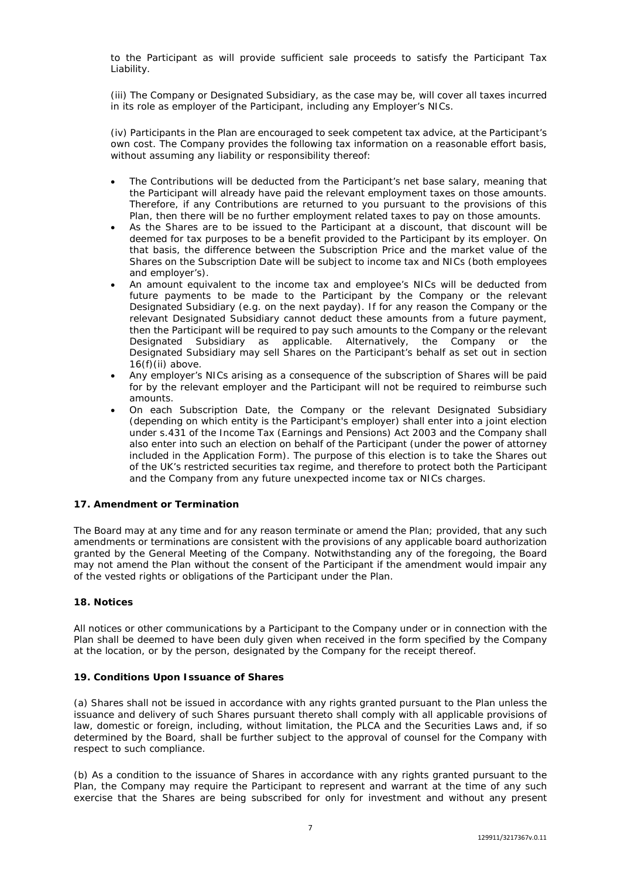to the Participant as will provide sufficient sale proceeds to satisfy the Participant Tax Liability.

(iii) The Company or Designated Subsidiary, as the case may be, will cover all taxes incurred in its role as employer of the Participant, including any Employer's NICs.

(iv) Participants in the Plan are encouraged to seek competent tax advice, at the Participant's own cost. The Company provides the following tax information on a reasonable effort basis, without assuming any liability or responsibility thereof:

- The Contributions will be deducted from the Participant's net base salary, meaning that the Participant will already have paid the relevant employment taxes on those amounts. Therefore, if any Contributions are returned to you pursuant to the provisions of this Plan, then there will be no further employment related taxes to pay on those amounts.
- As the Shares are to be issued to the Participant at a discount, that discount will be deemed for tax purposes to be a benefit provided to the Participant by its employer. On that basis, the difference between the Subscription Price and the market value of the Shares on the Subscription Date will be subject to income tax and NICs (both employees and employer's).
- An amount equivalent to the income tax and employee's NICs will be deducted from future payments to be made to the Participant by the Company or the relevant Designated Subsidiary (e.g. on the next payday). If for any reason the Company or the relevant Designated Subsidiary cannot deduct these amounts from a future payment, then the Participant will be required to pay such amounts to the Company or the relevant Designated Subsidiary as applicable. Alternatively, the Company or the Designated Subsidiary may sell Shares on the Participant's behalf as set out in section 16(f)(ii) above.
- Any employer's NICs arising as a consequence of the subscription of Shares will be paid for by the relevant employer and the Participant will not be required to reimburse such amounts.
- On each Subscription Date, the Company or the relevant Designated Subsidiary (depending on which entity is the Participant's employer) shall enter into a joint election under s.431 of the Income Tax (Earnings and Pensions) Act 2003 and the Company shall also enter into such an election on behalf of the Participant (under the power of attorney included in the Application Form). The purpose of this election is to take the Shares out of the UK's restricted securities tax regime, and therefore to protect both the Participant and the Company from any future unexpected income tax or NICs charges.

**17. Amendment or Termination**

The Board may at any time and for any reason terminate or amend the Plan; provided, that any such amendments or terminations are consistent with the provisions of any applicable board authorization granted by the General Meeting of the Company. Notwithstanding any of the foregoing, the Board may not amend the Plan without the consent of the Participant if the amendment would impair any of the vested rights or obligations of the Participant under the Plan.

**18. Notices**

All notices or other communications by a Participant to the Company under or in connection with the Plan shall be deemed to have been duly given when received in the form specified by the Company at the location, or by the person, designated by the Company for the receipt thereof.

**19. Conditions Upon Issuance of Shares**

(a) Shares shall not be issued in accordance with any rights granted pursuant to the Plan unless the issuance and delivery of such Shares pursuant thereto shall comply with all applicable provisions of law, domestic or foreign, including, without limitation, the PLCA and the Securities Laws and, if so determined by the Board, shall be further subject to the approval of counsel for the Company with respect to such compliance.

(b) As a condition to the issuance of Shares in accordance with any rights granted pursuant to the Plan, the Company may require the Participant to represent and warrant at the time of any such exercise that the Shares are being subscribed for only for investment and without any present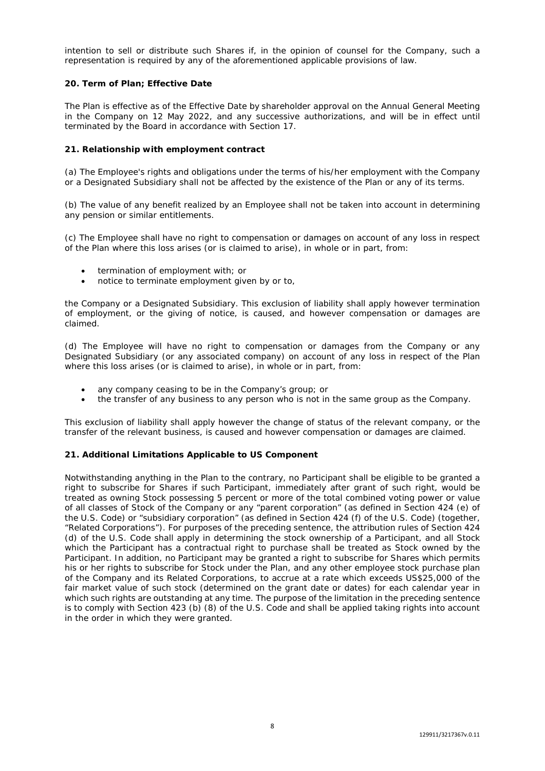intention to sell or distribute such Shares if, in the opinion of counsel for the Company, such a representation is required by any of the aforementioned applicable provisions of law.

**20. Term of Plan; Effective Date**

The Plan is effective as of the Effective Date by shareholder approval on the Annual General Meeting in the Company on 12 May 2022, and any successive authorizations, and will be in effect until terminated by the Board in accordance with Section 17.

**21. Relationship with employment contract**

(a) The Employee's rights and obligations under the terms of his/her employment with the Company or a Designated Subsidiary shall not be affected by the existence of the Plan or any of its terms.

(b) The value of any benefit realized by an Employee shall not be taken into account in determining any pension or similar entitlements.

(c) The Employee shall have no right to compensation or damages on account of any loss in respect of the Plan where this loss arises (or is claimed to arise), in whole or in part, from:

- termination of employment with; or
- notice to terminate employment given by or to,

the Company or a Designated Subsidiary. This exclusion of liability shall apply however termination of employment, or the giving of notice, is caused, and however compensation or damages are claimed.

(d) The Employee will have no right to compensation or damages from the Company or any Designated Subsidiary (or any associated company) on account of any loss in respect of the Plan where this loss arises (or is claimed to arise), in whole or in part, from:

- any company ceasing to be in the Company's group; or
- the transfer of any business to any person who is not in the same group as the Company.

This exclusion of liability shall apply however the change of status of the relevant company, or the transfer of the relevant business, is caused and however compensation or damages are claimed.

**21. Additional Limitations Applicable to US Component**

Notwithstanding anything in the Plan to the contrary, no Participant shall be eligible to be granted a right to subscribe for Shares if such Participant, immediately after grant of such right, would be treated as owning Stock possessing 5 percent or more of the total combined voting power or value of all classes of Stock of the Company or any "parent corporation" (as defined in Section 424 (e) of the U.S. Code) or "subsidiary corporation" (as defined in Section 424 (f) of the U.S. Code) (together, "Related Corporations"). For purposes of the preceding sentence, the attribution rules of Section 424 (d) of the U.S. Code shall apply in determining the stock ownership of a Participant, and all Stock which the Participant has a contractual right to purchase shall be treated as Stock owned by the Participant. In addition, no Participant may be granted a right to subscribe for Shares which permits his or her rights to subscribe for Stock under the Plan, and any other employee stock purchase plan of the Company and its Related Corporations, to accrue at a rate which exceeds US$25,000 of the fair market value of such stock (determined on the grant date or dates) for each calendar year in which such rights are outstanding at any time. The purpose of the limitation in the preceding sentence is to comply with Section 423 (b) (8) of the U.S. Code and shall be applied taking rights into account in the order in which they were granted.

129911/3217367v.0.11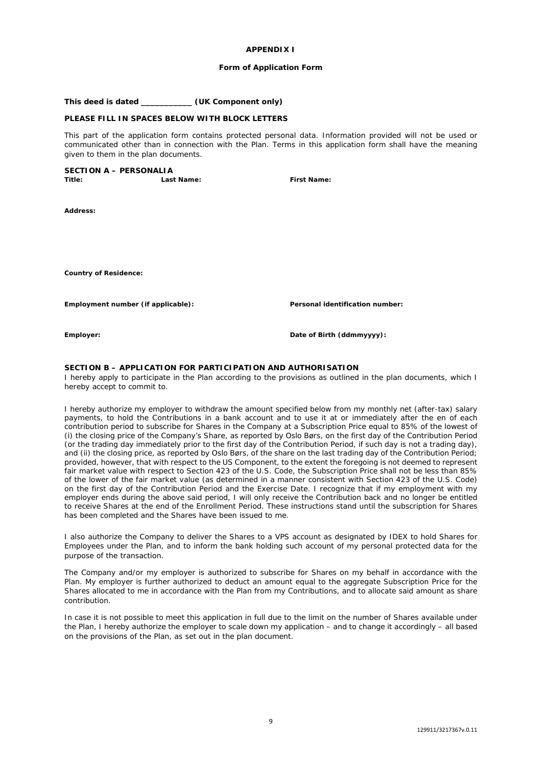**APPENDIX I**

**Form of Application Form**

**This deed is dated \_\_\_\_\_\_\_\_\_\_\_\_ (UK Component only)**

**PLEASE FILL IN SPACES BELOW WITH BLOCK LETTERS**

This part of the application form contains protected personal data. Information provided will not be used or communicated other than in connection with the Plan. Terms in this application form shall have the meaning given to them in the plan documents.

**SECTION A – PERSONALIA**

**Title:** **Last Name:** **First Name:**

**Address:**

**Country of Residence:**

**Employment number (if applicable):** **Personal identification number:**

**Employer:** **Date of Birth (ddmmyyyy):**

**SECTION B – APPLICATION FOR PARTICIPATION AND AUTHORISATION**

I hereby apply to participate in the Plan according to the provisions as outlined in the plan documents, which I hereby accept to commit to.

I hereby authorize my employer to withdraw the amount specified below from my monthly net (after-tax) salary payments, to hold the Contributions in a bank account and to use it at or immediately after the en of each contribution period to subscribe for Shares in the Company at a Subscription Price equal to 85% of the lowest of (i) the closing price of the Company's Share, as reported by Oslo Børs, on the first day of the Contribution Period (or the trading day immediately prior to the first day of the Contribution Period, if such day is not a trading day), and (ii) the closing price, as reported by Oslo Børs, of the share on the last trading day of the Contribution Period; provided, however, that with respect to the US Component, to the extent the foregoing is not deemed to represent fair market value with respect to Section 423 of the U.S. Code, the Subscription Price shall not be less than 85% of the lower of the fair market value (as determined in a manner consistent with Section 423 of the U.S. Code) on the first day of the Contribution Period and the Exercise Date. I recognize that if my employment with my employer ends during the above said period, I will only receive the Contribution back and no longer be entitled to receive Shares at the end of the Enrollment Period. These instructions stand until the subscription for Shares has been completed and the Shares have been issued to me.

I also authorize the Company to deliver the Shares to a VPS account as designated by IDEX to hold Shares for Employees under the Plan, and to inform the bank holding such account of my personal protected data for the purpose of the transaction.

The Company and/or my employer is authorized to subscribe for Shares on my behalf in accordance with the Plan. My employer is further authorized to deduct an amount equal to the aggregate Subscription Price for the Shares allocated to me in accordance with the Plan from my Contributions, and to allocate said amount as share contribution.

In case it is not possible to meet this application in full due to the limit on the number of Shares available under the Plan, I hereby authorize the employer to scale down my application – and to change it accordingly – all based on the provisions of the Plan, as set out in the plan document.

129911/3217367v.0.11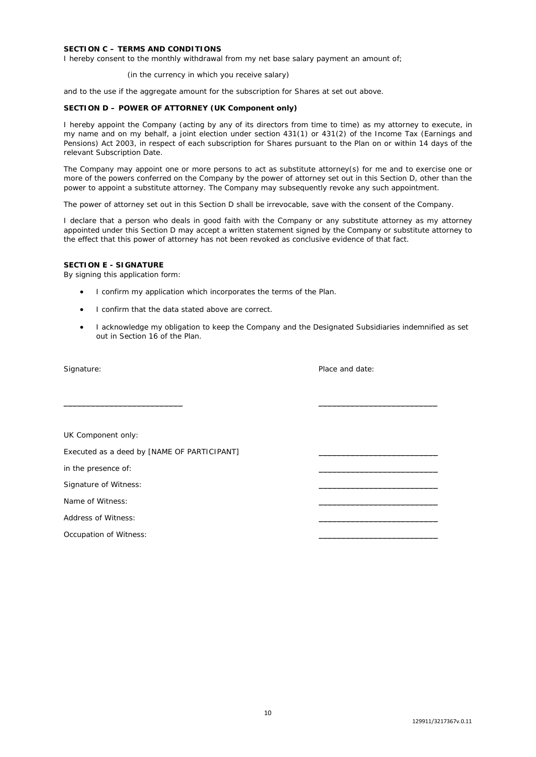**SECTION C – TERMS AND CONDITIONS**

I hereby consent to the monthly withdrawal from my net base salary payment an amount of;

(in the currency in which you receive salary)

and to the use if the aggregate amount for the subscription for Shares at set out above.

**SECTION D – POWER OF ATTORNEY (UK Component only)**

I hereby appoint the Company (acting by any of its directors from time to time) as my attorney to execute, in my name and on my behalf, a joint election under section 431(1) or 431(2) of the Income Tax (Earnings and Pensions) Act 2003, in respect of each subscription for Shares pursuant to the Plan on or within 14 days of the relevant Subscription Date.

The Company may appoint one or more persons to act as substitute attorney(s) for me and to exercise one or more of the powers conferred on the Company by the power of attorney set out in this Section D, other than the power to appoint a substitute attorney. The Company may subsequently revoke any such appointment.

The power of attorney set out in this Section D shall be irrevocable, save with the consent of the Company.

I declare that a person who deals in good faith with the Company or any substitute attorney as my attorney appointed under this Section D may accept a written statement signed by the Company or substitute attorney to the effect that this power of attorney has not been revoked as conclusive evidence of that fact.

**SECTION E - SIGNATURE**

By signing this application form:

- I confirm my application which incorporates the terms of the Plan.
- I confirm that the data stated above are correct.
- I acknowledge my obligation to keep the Company and the Designated Subsidiaries indemnified as set out in Section 16 of the Plan.

| | |
|---|---|
| Signature: | Place and date: |
| ___________________________ | ___________________________ |

UK Component only:

| | |
|---|---|
| Executed as a deed by [NAME OF PARTICIPANT] | ___________________________ |
| in the presence of: | ___________________________ |
| Signature of Witness: | ___________________________ |
| Name of Witness: | ___________________________ |
| Address of Witness: | ___________________________ |
| Occupation of Witness: | ___________________________ |

129911/3217367v.0.11